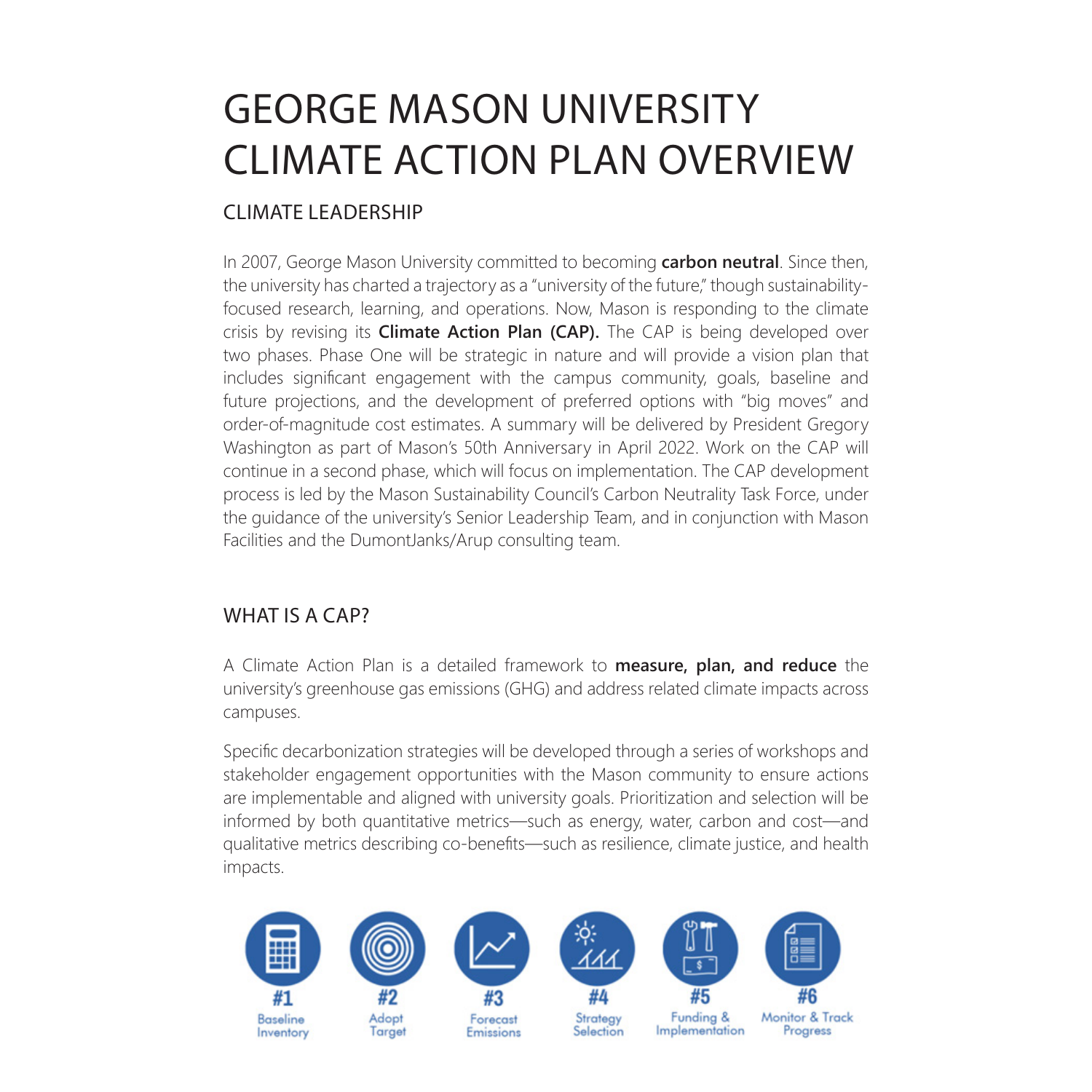# GEORGE MASON UNIVERSITY CLIMATE ACTION PLAN OVERVIEW

## CLIMATE LEADERSHIP

In 2007, George Mason University committed to becoming **carbon neutral**. Since then, the university has charted a trajectory as a "university of the future," though sustainability-focused research, learning, and operations. Now, Mason is responding to the climate crisis by revising its **Climate Action Plan (CAP).** The CAP is being developed over two phases. Phase One will be strategic in nature and will provide a vision plan that includes significant engagement with the campus community, goals, baseline and future projections, and the development of preferred options with "big moves" and order-of-magnitude cost estimates. A summary will be delivered by President Gregory Washington as part of Mason's 50th Anniversary in April 2022. Work on the CAP will continue in a second phase, which will focus on implementation. The CAP development process is led by the Mason Sustainability Council's Carbon Neutrality Task Force, under the guidance of the university's Senior Leadership Team, and in conjunction with Mason Facilities and the DumontJanks/Arup consulting team.

## WHAT IS A CAP?

A Climate Action Plan is a detailed framework to **measure, plan, and reduce** the university's greenhouse gas emissions (GHG) and address related climate impacts across campuses.

Specific decarbonization strategies will be developed through a series of workshops and stakeholder engagement opportunities with the Mason community to ensure actions are implementable and aligned with university goals. Prioritization and selection will be informed by both quantitative metrics—such as energy, water, carbon and cost—and qualitative metrics describing co-benefits—such as resilience, climate justice, and health impacts.

**#1** Baseline Inventory

**#2** Adopt Target

**#3** Forecast Emissions

**#4** Strategy Selection

**#5** Funding & Implementation

**#6** Monitor & Track Progress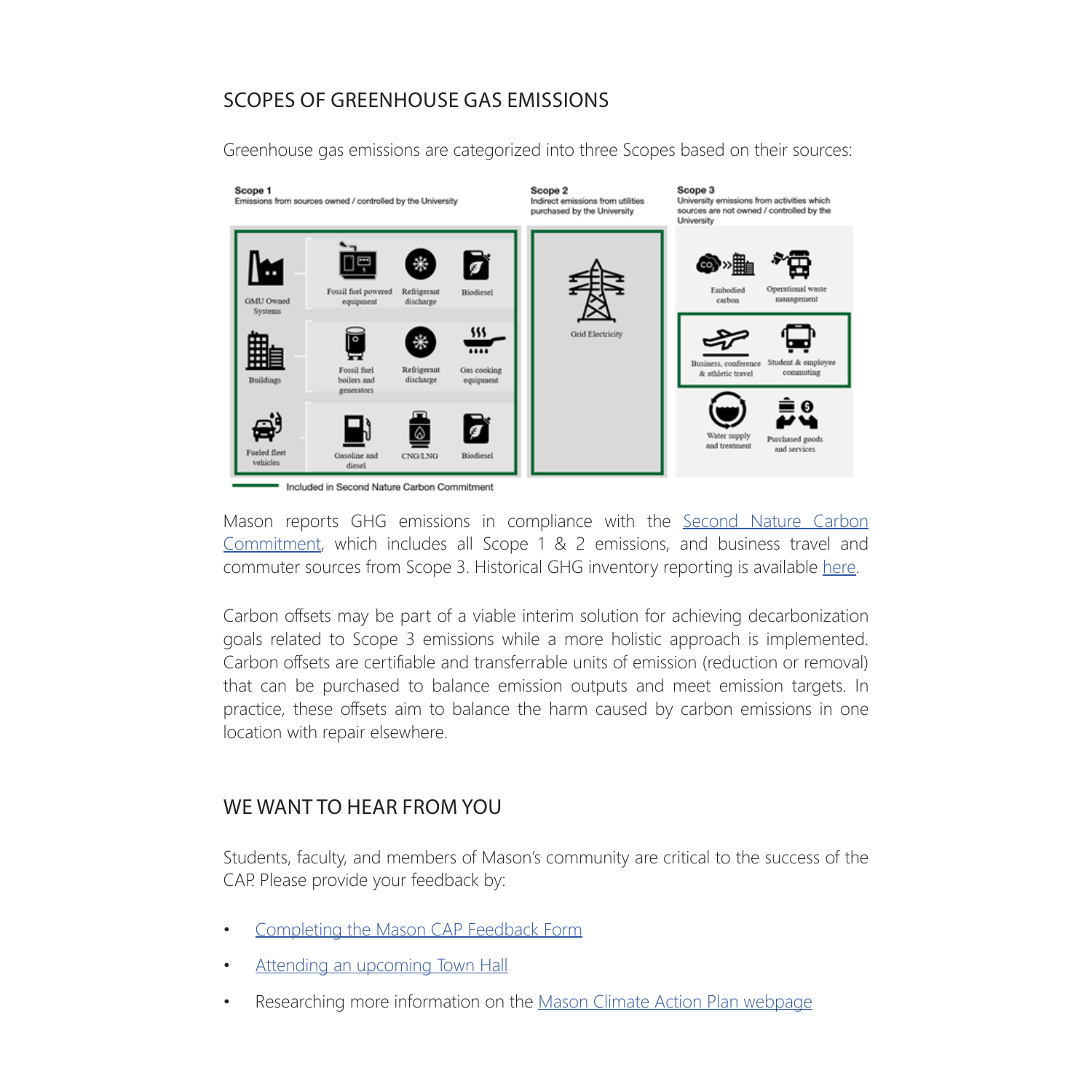## SCOPES OF GREENHOUSE GAS EMISSIONS

Greenhouse gas emissions are categorized into three Scopes based on their sources:

Scope 1
Emissions from sources owned / controlled by the University

GMU Owned Systems
Fossil fuel powered equipment
Refrigerant discharge
Biodiesel

Buildings
Fossil fuel boilers and generators
Refrigerant discharge
Gas cooking equipment

Fueled fleet vehicles
Gasoline and diesel
CNG/LNG
Biodiesel

Scope 2
Indirect emissions from utilities purchased by the University

Grid Electricity

Scope 3
University emissions from activities which sources are not owned / controlled by the University

Embodied carbon
Operational waste management
Business, conference & athletic travel
Student & employee commuting
Water supply and treatment
Purchased goods and services

Included in Second Nature Carbon Commitment

Mason reports GHG emissions in compliance with the Second Nature Carbon Commitment, which includes all Scope 1 & 2 emissions, and business travel and commuter sources from Scope 3. Historical GHG inventory reporting is available here.

Carbon offsets may be part of a viable interim solution for achieving decarbonization goals related to Scope 3 emissions while a more holistic approach is implemented. Carbon offsets are certifiable and transferrable units of emission (reduction or removal) that can be purchased to balance emission outputs and meet emission targets. In practice, these offsets aim to balance the harm caused by carbon emissions in one location with repair elsewhere.

## WE WANT TO HEAR FROM YOU

Students, faculty, and members of Mason's community are critical to the success of the CAP. Please provide your feedback by:

- Completing the Mason CAP Feedback Form
- Attending an upcoming Town Hall
- Researching more information on the Mason Climate Action Plan webpage